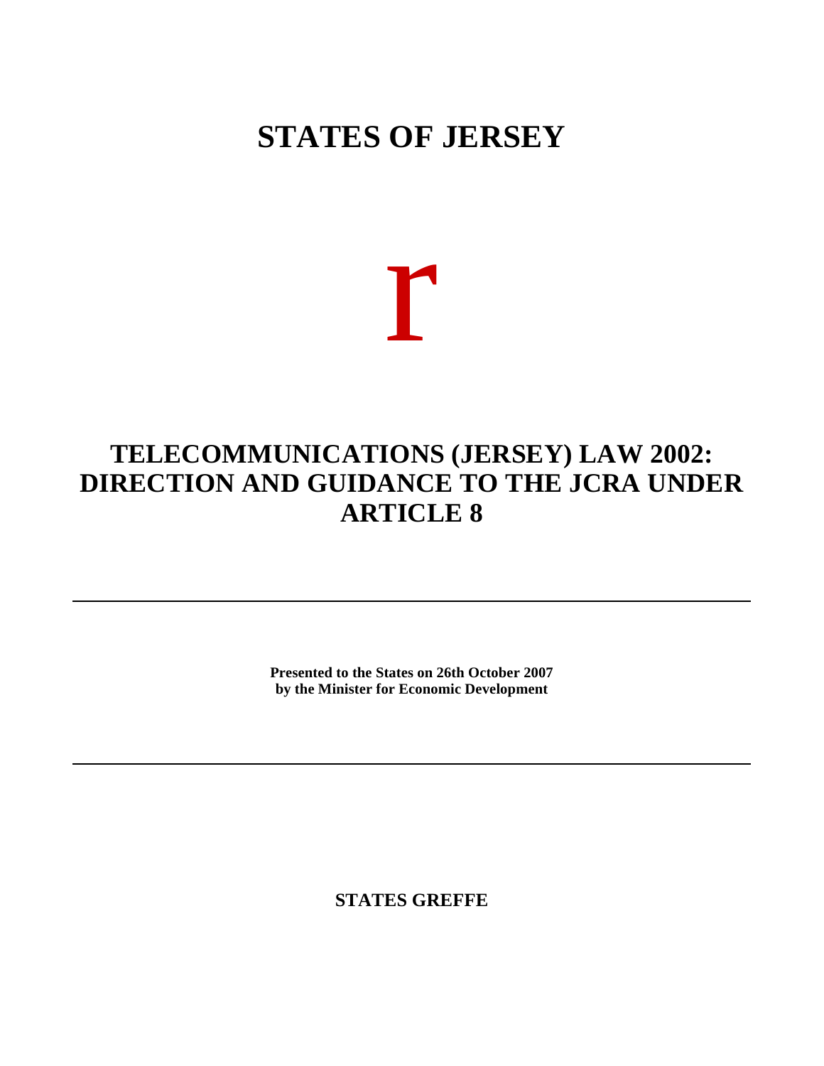# STATES OF JERSEY

r

## TELECOMMUNICATIONS (JERSEY) LAW 2002: DIRECTION AND GUIDANCE TO THE JCRA UNDER ARTICLE 8

---

**Presented to the States on 26th October 2007**
**by the Minister for Economic Development**

---

**STATES GREFFE**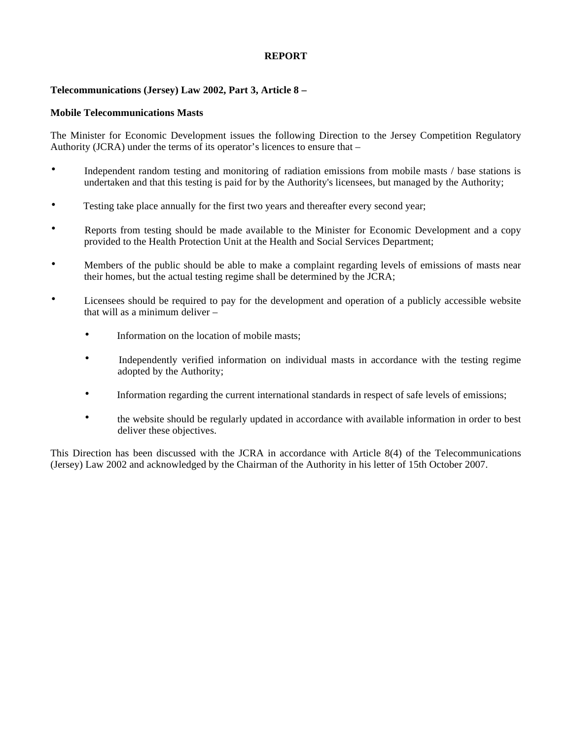# REPORT

**Telecommunications (Jersey) Law 2002, Part 3, Article 8 –**

**Mobile Telecommunications Masts**

The Minister for Economic Development issues the following Direction to the Jersey Competition Regulatory Authority (JCRA) under the terms of its operator's licences to ensure that –

- Independent random testing and monitoring of radiation emissions from mobile masts / base stations is undertaken and that this testing is paid for by the Authority's licensees, but managed by the Authority;
- Testing take place annually for the first two years and thereafter every second year;
- Reports from testing should be made available to the Minister for Economic Development and a copy provided to the Health Protection Unit at the Health and Social Services Department;
- Members of the public should be able to make a complaint regarding levels of emissions of masts near their homes, but the actual testing regime shall be determined by the JCRA;
- Licensees should be required to pay for the development and operation of a publicly accessible website that will as a minimum deliver –
  - Information on the location of mobile masts;
  - Independently verified information on individual masts in accordance with the testing regime adopted by the Authority;
  - Information regarding the current international standards in respect of safe levels of emissions;
  - the website should be regularly updated in accordance with available information in order to best deliver these objectives.

This Direction has been discussed with the JCRA in accordance with Article 8(4) of the Telecommunications (Jersey) Law 2002 and acknowledged by the Chairman of the Authority in his letter of 15th October 2007.